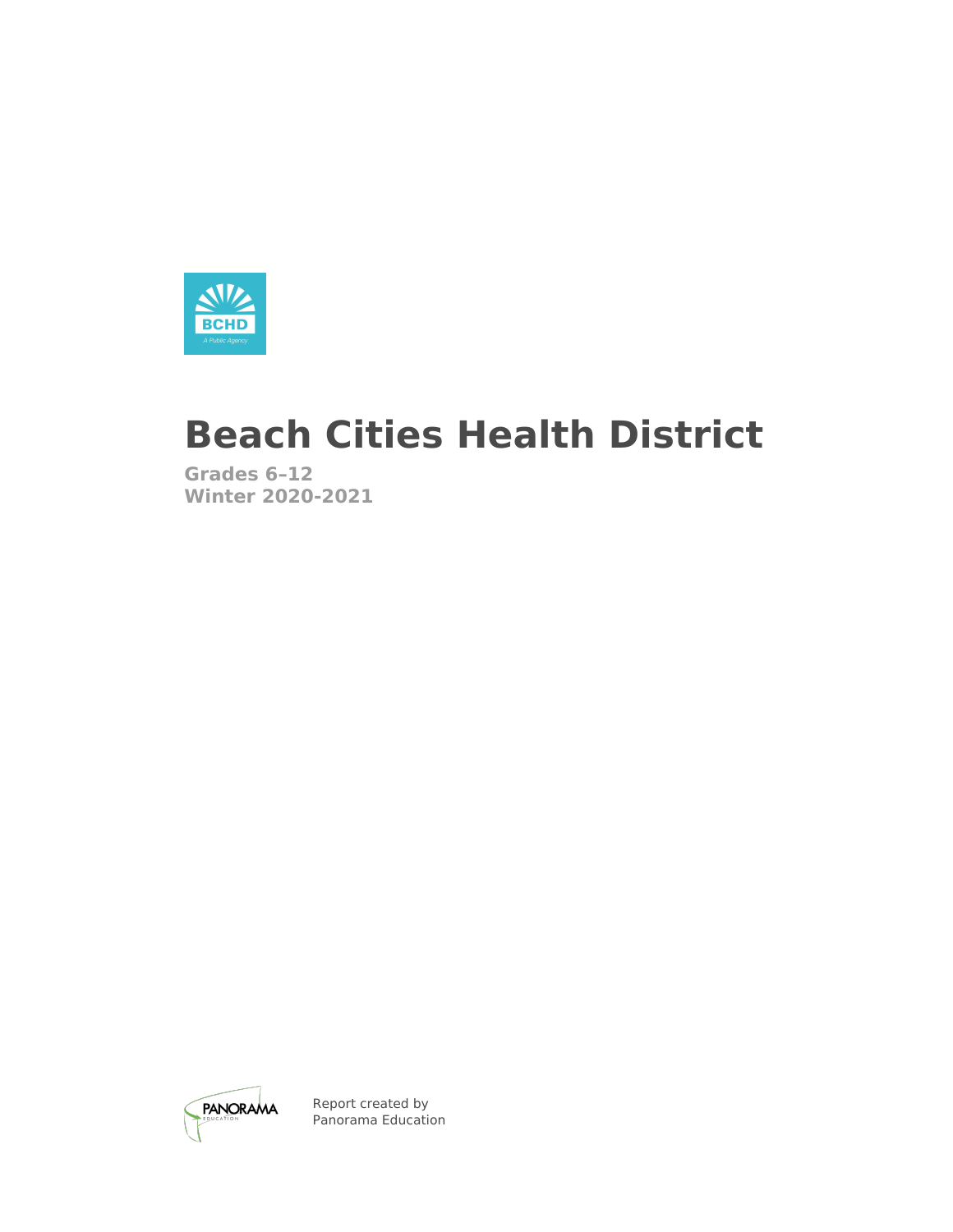# Beach Cities Health District

**Grades 6–12**
**Winter 2020-2021**

Report created by
Panorama Education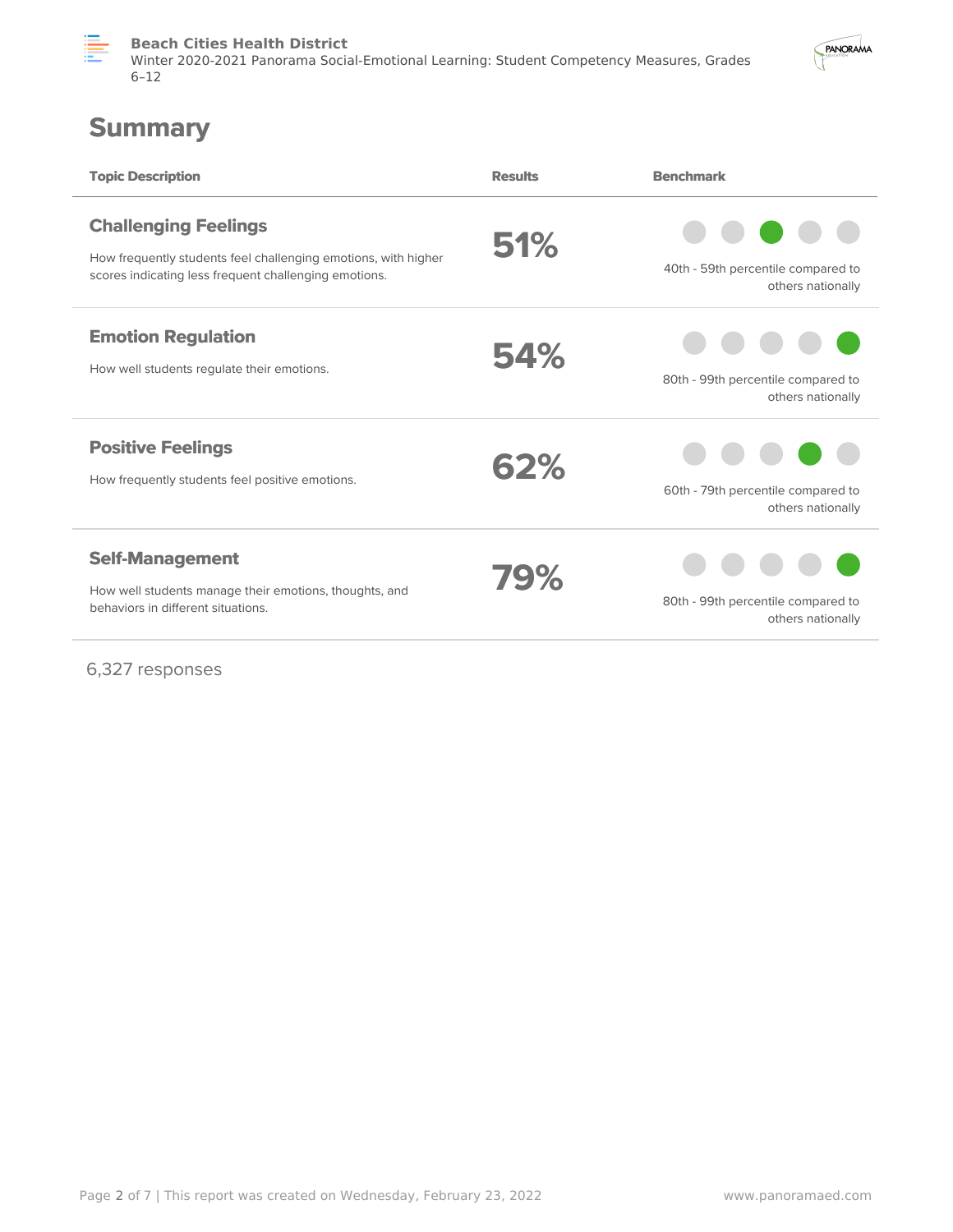# Summary

| Topic Description | Results | Benchmark |
| --- | --- | --- |
| **Challenging Feelings**<br>How frequently students feel challenging emotions, with higher scores indicating less frequent challenging emotions. | 51% | 40th - 59th percentile compared to others nationally |
| **Emotion Regulation**<br>How well students regulate their emotions. | 54% | 80th - 99th percentile compared to others nationally |
| **Positive Feelings**<br>How frequently students feel positive emotions. | 62% | 60th - 79th percentile compared to others nationally |
| **Self-Management**<br>How well students manage their emotions, thoughts, and behaviors in different situations. | 79% | 80th - 99th percentile compared to others nationally |

6,327 responses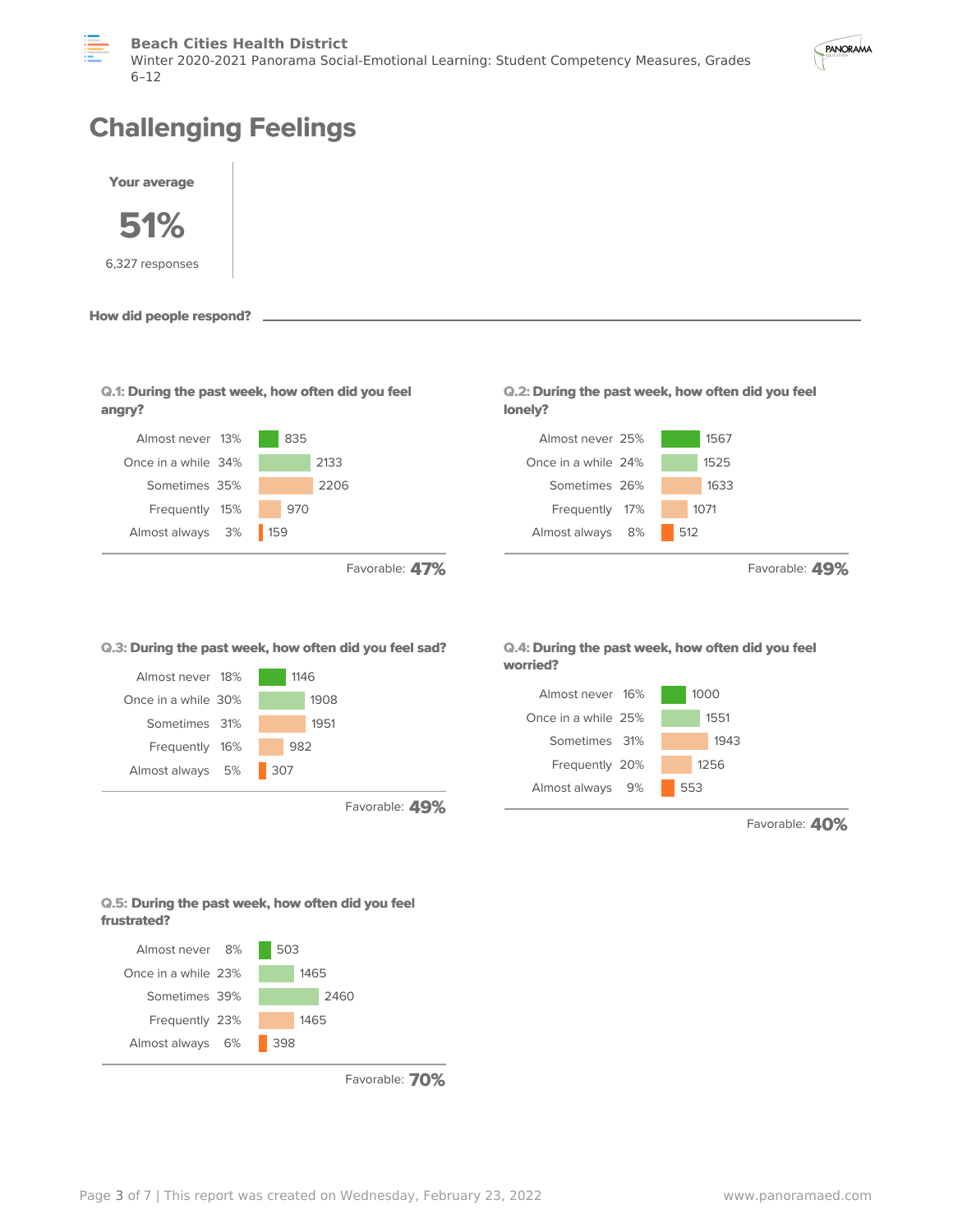# Challenging Feelings

**Your average**

**51%**

6,327 responses

**How did people respond?**

**Q.1: During the past week, how often did you feel angry?**

| Response | % | Count |
|---|---|---|
| Almost never | 13% | 835 |
| Once in a while | 34% | 2133 |
| Sometimes | 35% | 2206 |
| Frequently | 15% | 970 |
| Almost always | 3% | 159 |

Favorable: **47%**

**Q.2: During the past week, how often did you feel lonely?**

| Response | % | Count |
|---|---|---|
| Almost never | 25% | 1567 |
| Once in a while | 24% | 1525 |
| Sometimes | 26% | 1633 |
| Frequently | 17% | 1071 |
| Almost always | 8% | 512 |

Favorable: **49%**

**Q.3: During the past week, how often did you feel sad?**

| Response | % | Count |
|---|---|---|
| Almost never | 18% | 1146 |
| Once in a while | 30% | 1908 |
| Sometimes | 31% | 1951 |
| Frequently | 16% | 982 |
| Almost always | 5% | 307 |

Favorable: **49%**

**Q.4: During the past week, how often did you feel worried?**

| Response | % | Count |
|---|---|---|
| Almost never | 16% | 1000 |
| Once in a while | 25% | 1551 |
| Sometimes | 31% | 1943 |
| Frequently | 20% | 1256 |
| Almost always | 9% | 553 |

Favorable: **40%**

**Q.5: During the past week, how often did you feel frustrated?**

| Response | % | Count |
|---|---|---|
| Almost never | 8% | 503 |
| Once in a while | 23% | 1465 |
| Sometimes | 39% | 2460 |
| Frequently | 23% | 1465 |
| Almost always | 6% | 398 |

Favorable: **70%**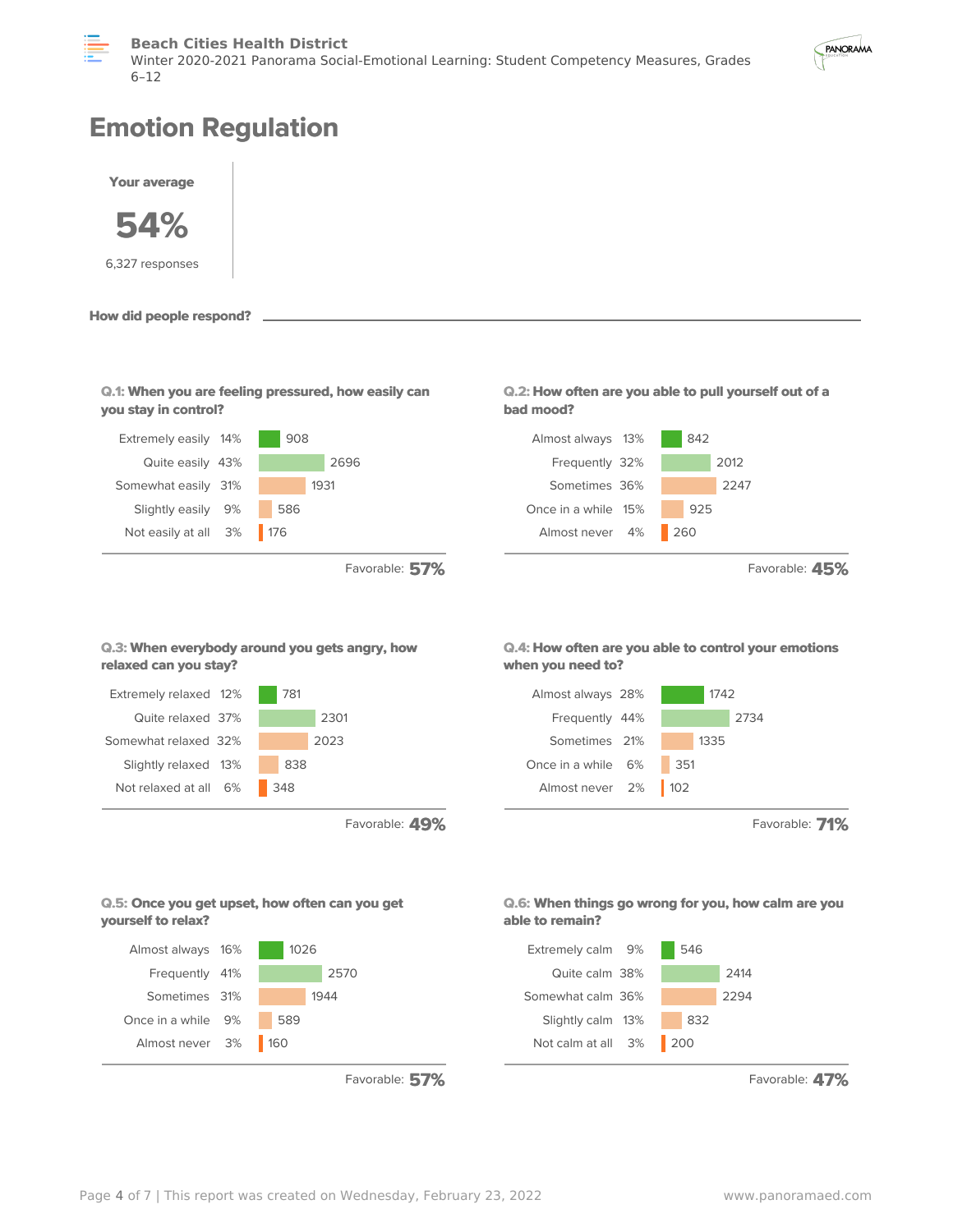# Emotion Regulation

**Your average**

**54%**

6,327 responses

**How did people respond?**

**Q.1: When you are feeling pressured, how easily can you stay in control?**

| Response | % | Count |
|---|---|---|
| Extremely easily | 14% | 908 |
| Quite easily | 43% | 2696 |
| Somewhat easily | 31% | 1931 |
| Slightly easily | 9% | 586 |
| Not easily at all | 3% | 176 |

Favorable: **57%**

**Q.2: How often are you able to pull yourself out of a bad mood?**

| Response | % | Count |
|---|---|---|
| Almost always | 13% | 842 |
| Frequently | 32% | 2012 |
| Sometimes | 36% | 2247 |
| Once in a while | 15% | 925 |
| Almost never | 4% | 260 |

Favorable: **45%**

**Q.3: When everybody around you gets angry, how relaxed can you stay?**

| Response | % | Count |
|---|---|---|
| Extremely relaxed | 12% | 781 |
| Quite relaxed | 37% | 2301 |
| Somewhat relaxed | 32% | 2023 |
| Slightly relaxed | 13% | 838 |
| Not relaxed at all | 6% | 348 |

Favorable: **49%**

**Q.4: How often are you able to control your emotions when you need to?**

| Response | % | Count |
|---|---|---|
| Almost always | 28% | 1742 |
| Frequently | 44% | 2734 |
| Sometimes | 21% | 1335 |
| Once in a while | 6% | 351 |
| Almost never | 2% | 102 |

Favorable: **71%**

**Q.5: Once you get upset, how often can you get yourself to relax?**

| Response | % | Count |
|---|---|---|
| Almost always | 16% | 1026 |
| Frequently | 41% | 2570 |
| Sometimes | 31% | 1944 |
| Once in a while | 9% | 589 |
| Almost never | 3% | 160 |

Favorable: **57%**

**Q.6: When things go wrong for you, how calm are you able to remain?**

| Response | % | Count |
|---|---|---|
| Extremely calm | 9% | 546 |
| Quite calm | 38% | 2414 |
| Somewhat calm | 36% | 2294 |
| Slightly calm | 13% | 832 |
| Not calm at all | 3% | 200 |

Favorable: **47%**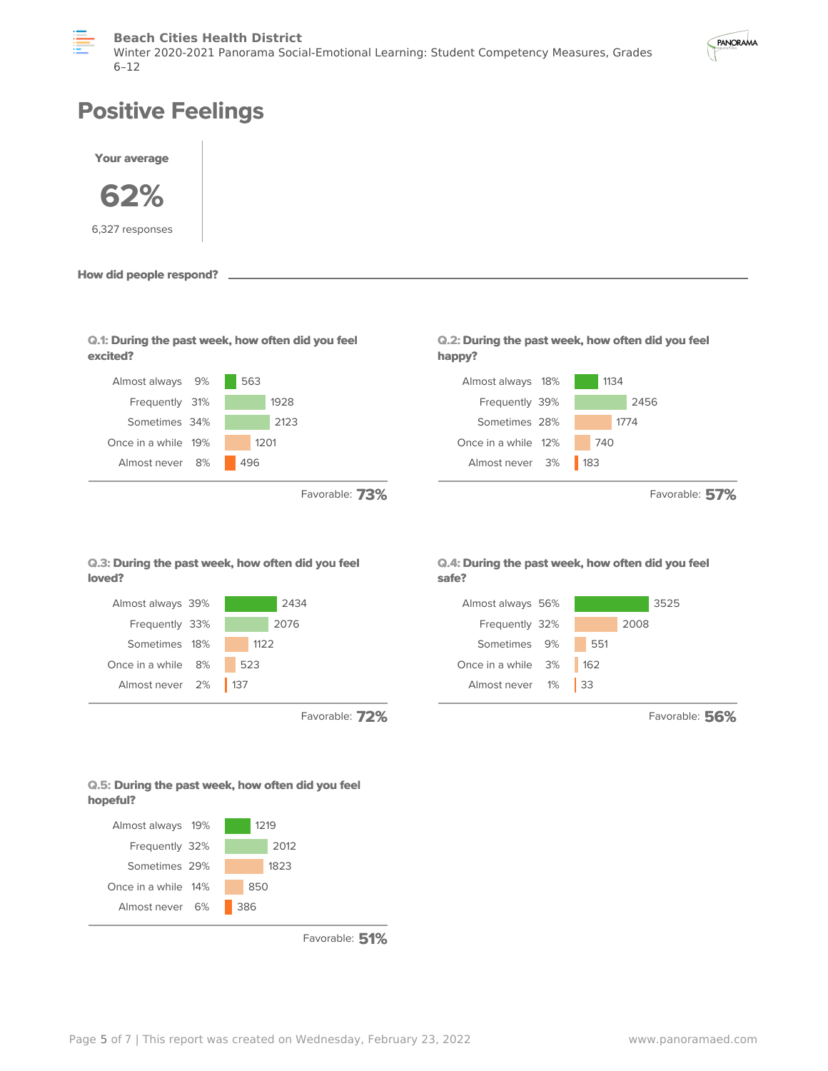# Positive Feelings

**Your average**

**62%**

6,327 responses

**How did people respond?**

**Q.1: During the past week, how often did you feel excited?**

| Response | Percent | Count |
|---|---|---|
| Almost always | 9% | 563 |
| Frequently | 31% | 1928 |
| Sometimes | 34% | 2123 |
| Once in a while | 19% | 1201 |
| Almost never | 8% | 496 |

Favorable: **73%**

**Q.2: During the past week, how often did you feel happy?**

| Response | Percent | Count |
|---|---|---|
| Almost always | 18% | 1134 |
| Frequently | 39% | 2456 |
| Sometimes | 28% | 1774 |
| Once in a while | 12% | 740 |
| Almost never | 3% | 183 |

Favorable: **57%**

**Q.3: During the past week, how often did you feel loved?**

| Response | Percent | Count |
|---|---|---|
| Almost always | 39% | 2434 |
| Frequently | 33% | 2076 |
| Sometimes | 18% | 1122 |
| Once in a while | 8% | 523 |
| Almost never | 2% | 137 |

Favorable: **72%**

**Q.4: During the past week, how often did you feel safe?**

| Response | Percent | Count |
|---|---|---|
| Almost always | 56% | 3525 |
| Frequently | 32% | 2008 |
| Sometimes | 9% | 551 |
| Once in a while | 3% | 162 |
| Almost never | 1% | 33 |

Favorable: **56%**

**Q.5: During the past week, how often did you feel hopeful?**

| Response | Percent | Count |
|---|---|---|
| Almost always | 19% | 1219 |
| Frequently | 32% | 2012 |
| Sometimes | 29% | 1823 |
| Once in a while | 14% | 850 |
| Almost never | 6% | 386 |

Favorable: **51%**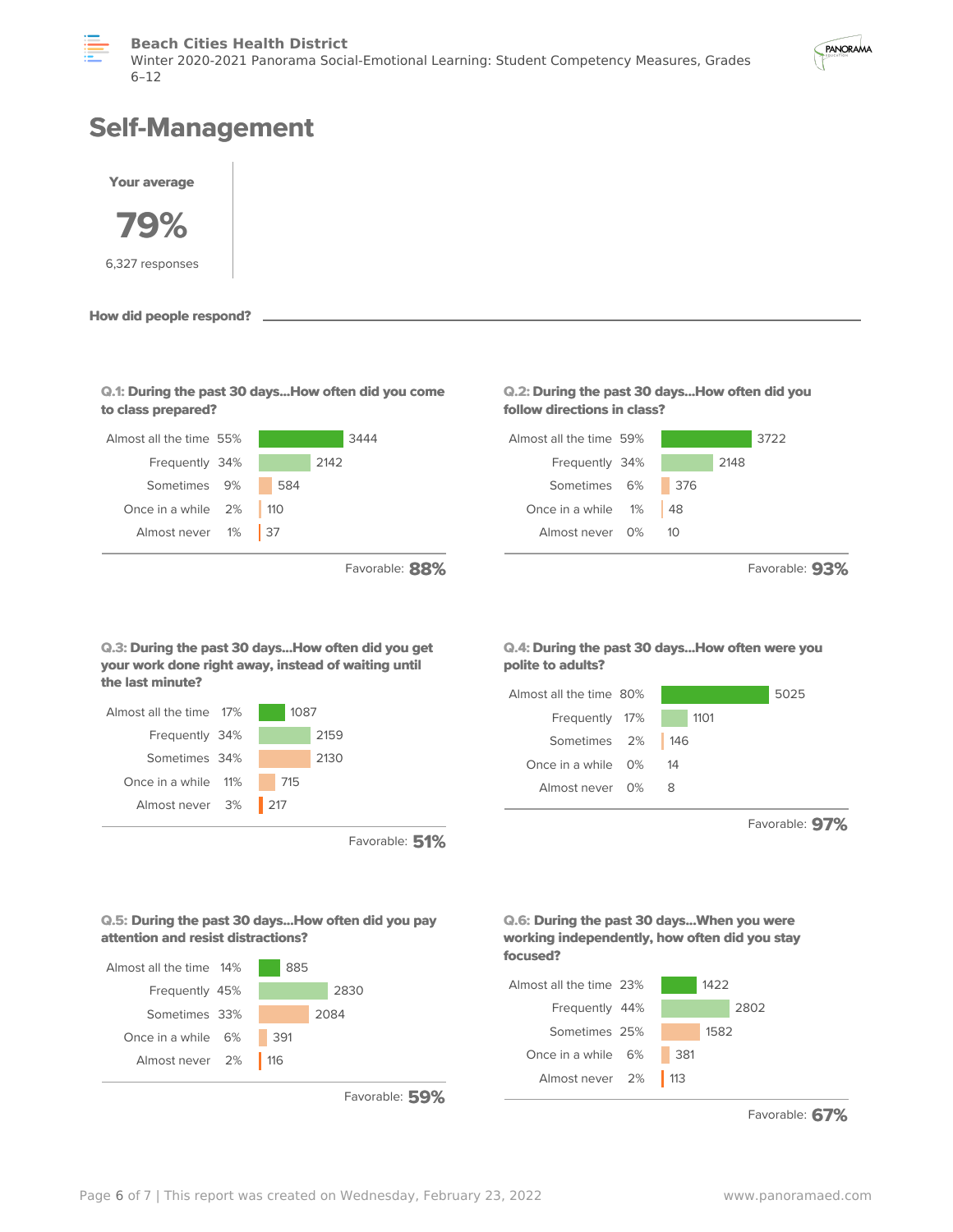# Self-Management

**Your average**

**79%**

6,327 responses

**How did people respond?**

**Q.1: During the past 30 days...How often did you come to class prepared?**

| Response | Percent | Count |
|---|---|---|
| Almost all the time | 55% | 3444 |
| Frequently | 34% | 2142 |
| Sometimes | 9% | 584 |
| Once in a while | 2% | 110 |
| Almost never | 1% | 37 |

Favorable: **88%**

**Q.2: During the past 30 days...How often did you follow directions in class?**

| Response | Percent | Count |
|---|---|---|
| Almost all the time | 59% | 3722 |
| Frequently | 34% | 2148 |
| Sometimes | 6% | 376 |
| Once in a while | 1% | 48 |
| Almost never | 0% | 10 |

Favorable: **93%**

**Q.3: During the past 30 days...How often did you get your work done right away, instead of waiting until the last minute?**

| Response | Percent | Count |
|---|---|---|
| Almost all the time | 17% | 1087 |
| Frequently | 34% | 2159 |
| Sometimes | 34% | 2130 |
| Once in a while | 11% | 715 |
| Almost never | 3% | 217 |

Favorable: **51%**

**Q.4: During the past 30 days...How often were you polite to adults?**

| Response | Percent | Count |
|---|---|---|
| Almost all the time | 80% | 5025 |
| Frequently | 17% | 1101 |
| Sometimes | 2% | 146 |
| Once in a while | 0% | 14 |
| Almost never | 0% | 8 |

Favorable: **97%**

**Q.5: During the past 30 days...How often did you pay attention and resist distractions?**

| Response | Percent | Count |
|---|---|---|
| Almost all the time | 14% | 885 |
| Frequently | 45% | 2830 |
| Sometimes | 33% | 2084 |
| Once in a while | 6% | 391 |
| Almost never | 2% | 116 |

Favorable: **59%**

**Q.6: During the past 30 days...When you were working independently, how often did you stay focused?**

| Response | Percent | Count |
|---|---|---|
| Almost all the time | 23% | 1422 |
| Frequently | 44% | 2802 |
| Sometimes | 25% | 1582 |
| Once in a while | 6% | 381 |
| Almost never | 2% | 113 |

Favorable: **67%**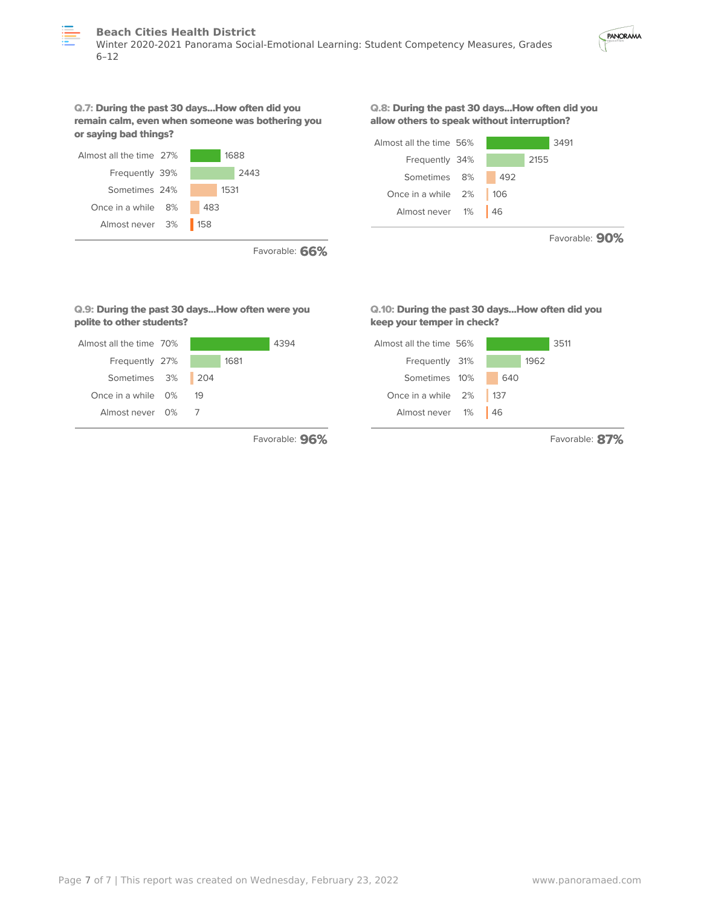**Q.7: During the past 30 days...How often did you remain calm, even when someone was bothering you or saying bad things?**

Almost all the time 27% 1688
Frequently 39% 2443
Sometimes 24% 1531
Once in a while 8% 483
Almost never 3% 158

Favorable: **66%**

**Q.8: During the past 30 days...How often did you allow others to speak without interruption?**

Almost all the time 56% 3491
Frequently 34% 2155
Sometimes 8% 492
Once in a while 2% 106
Almost never 1% 46

Favorable: **90%**

**Q.9: During the past 30 days...How often were you polite to other students?**

Almost all the time 70% 4394
Frequently 27% 1681
Sometimes 3% 204
Once in a while 0% 19
Almost never 0% 7

Favorable: **96%**

**Q.10: During the past 30 days...How often did you keep your temper in check?**

Almost all the time 56% 3511
Frequently 31% 1962
Sometimes 10% 640
Once in a while 2% 137
Almost never 1% 46

Favorable: **87%**